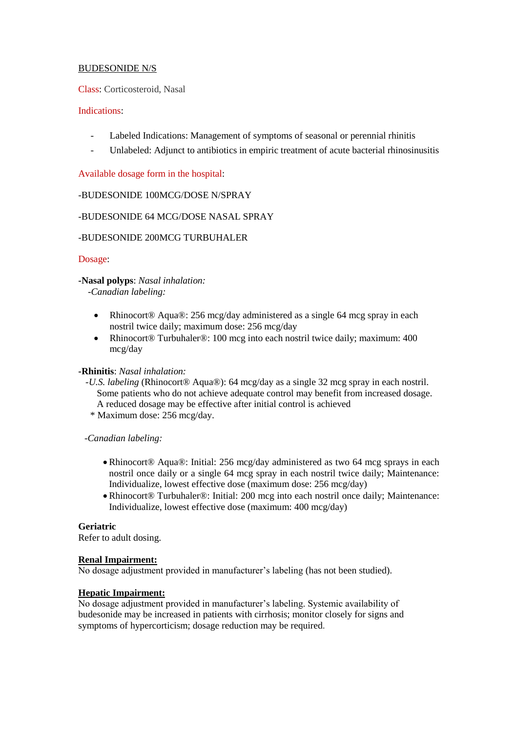## BUDESONIDE N/S

Class: Corticosteroid, Nasal

Indications:

- Labeled Indications: Management of symptoms of seasonal or perennial rhinitis
- Unlabeled: Adjunct to antibiotics in empiric treatment of acute bacterial rhinosinusitis

Available dosage form in the hospital:

-BUDESONIDE 100MCG/DOSE N/SPRAY

-BUDESONIDE 64 MCG/DOSE NASAL SPRAY

-BUDESONIDE 200MCG TURBUHALER

Dosage:

**-Nasal polyps**: *Nasal inhalation:*
*-Canadian labeling:*

- Rhinocort® Aqua®: 256 mcg/day administered as a single 64 mcg spray in each nostril twice daily; maximum dose: 256 mcg/day
- Rhinocort® Turbuhaler®: 100 mcg into each nostril twice daily; maximum: 400 mcg/day

**-Rhinitis**: *Nasal inhalation:*
*-U.S. labeling* (Rhinocort® Aqua®): 64 mcg/day as a single 32 mcg spray in each nostril. Some patients who do not achieve adequate control may benefit from increased dosage. A reduced dosage may be effective after initial control is achieved
* Maximum dose: 256 mcg/day.

*-Canadian labeling:*

- Rhinocort® Aqua®: Initial: 256 mcg/day administered as two 64 mcg sprays in each nostril once daily or a single 64 mcg spray in each nostril twice daily; Maintenance: Individualize, lowest effective dose (maximum dose: 256 mcg/day)
- Rhinocort® Turbuhaler®: Initial: 200 mcg into each nostril once daily; Maintenance: Individualize, lowest effective dose (maximum: 400 mcg/day)

**Geriatric**
Refer to adult dosing.

**Renal Impairment:**
No dosage adjustment provided in manufacturer's labeling (has not been studied).

**Hepatic Impairment:**
No dosage adjustment provided in manufacturer's labeling. Systemic availability of budesonide may be increased in patients with cirrhosis; monitor closely for signs and symptoms of hypercorticism; dosage reduction may be required.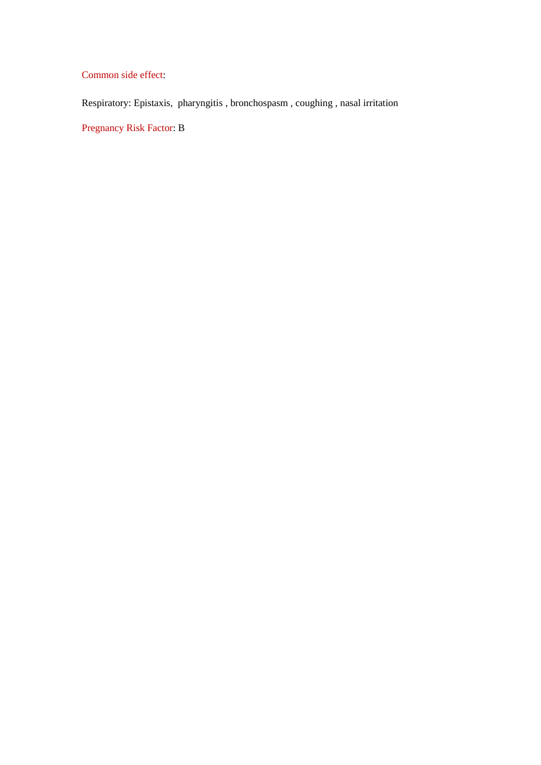Common side effect:

Respiratory: Epistaxis,  pharyngitis , bronchospasm , coughing , nasal irritation

Pregnancy Risk Factor: B